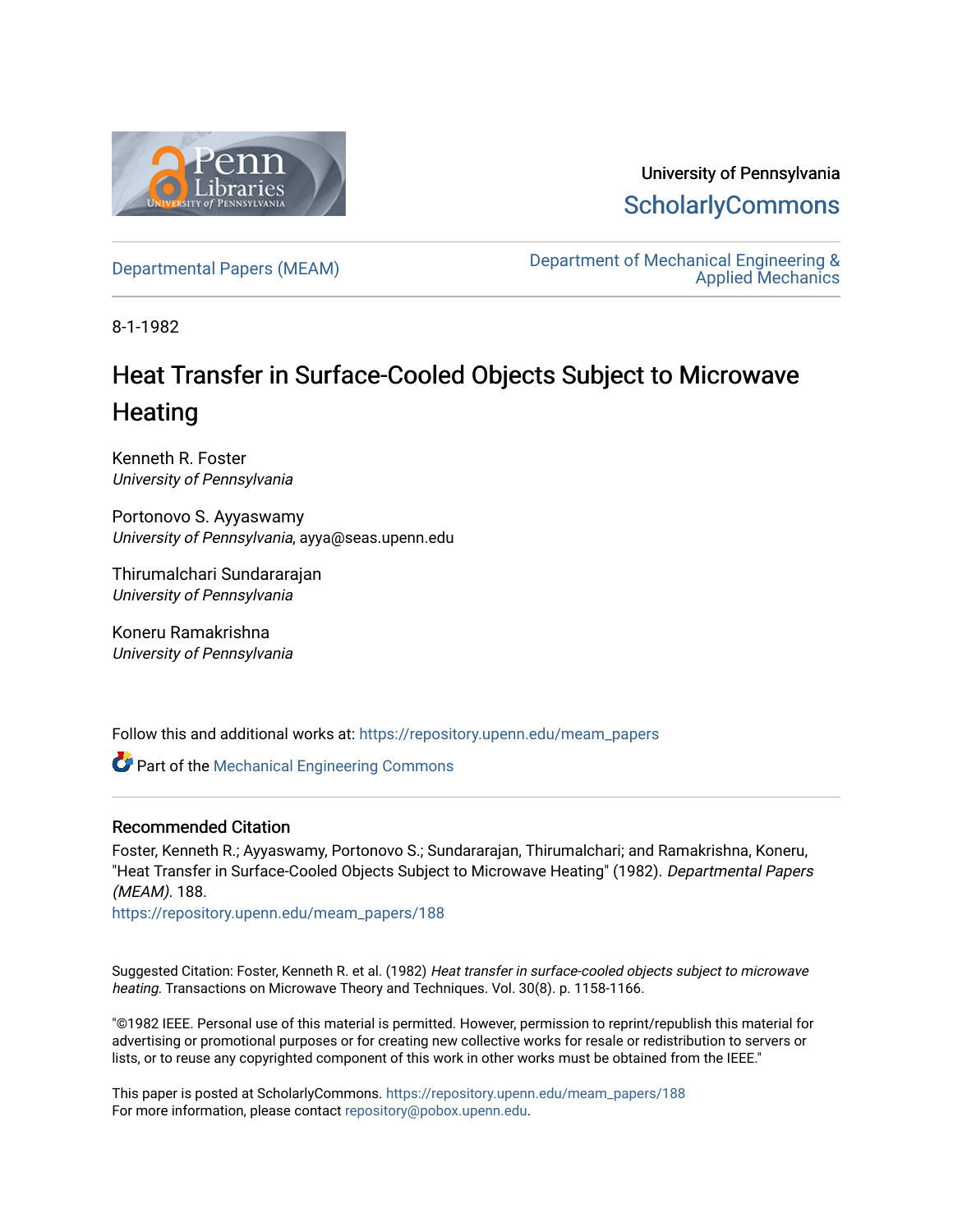University of Pennsylvania

ScholarlyCommons

Departmental Papers (MEAM)

Department of Mechanical Engineering & Applied Mechanics

8-1-1982

# Heat Transfer in Surface-Cooled Objects Subject to Microwave Heating

Kenneth R. Foster
*University of Pennsylvania*

Portonovo S. Ayyaswamy
*University of Pennsylvania*, ayya@seas.upenn.edu

Thirumalchari Sundararajan
*University of Pennsylvania*

Koneru Ramakrishna
*University of Pennsylvania*

Follow this and additional works at: https://repository.upenn.edu/meam_papers

Part of the Mechanical Engineering Commons

## Recommended Citation

Foster, Kenneth R.; Ayyaswamy, Portonovo S.; Sundararajan, Thirumalchari; and Ramakrishna, Koneru, "Heat Transfer in Surface-Cooled Objects Subject to Microwave Heating" (1982). *Departmental Papers (MEAM)*. 188.
https://repository.upenn.edu/meam_papers/188

Suggested Citation: Foster, Kenneth R. et al. (1982) *Heat transfer in surface-cooled objects subject to microwave heating.* Transactions on Microwave Theory and Techniques. Vol. 30(8). p. 1158-1166.

"©1982 IEEE. Personal use of this material is permitted. However, permission to reprint/republish this material for advertising or promotional purposes or for creating new collective works for resale or redistribution to servers or lists, or to reuse any copyrighted component of this work in other works must be obtained from the IEEE."

This paper is posted at ScholarlyCommons. https://repository.upenn.edu/meam_papers/188
For more information, please contact repository@pobox.upenn.edu.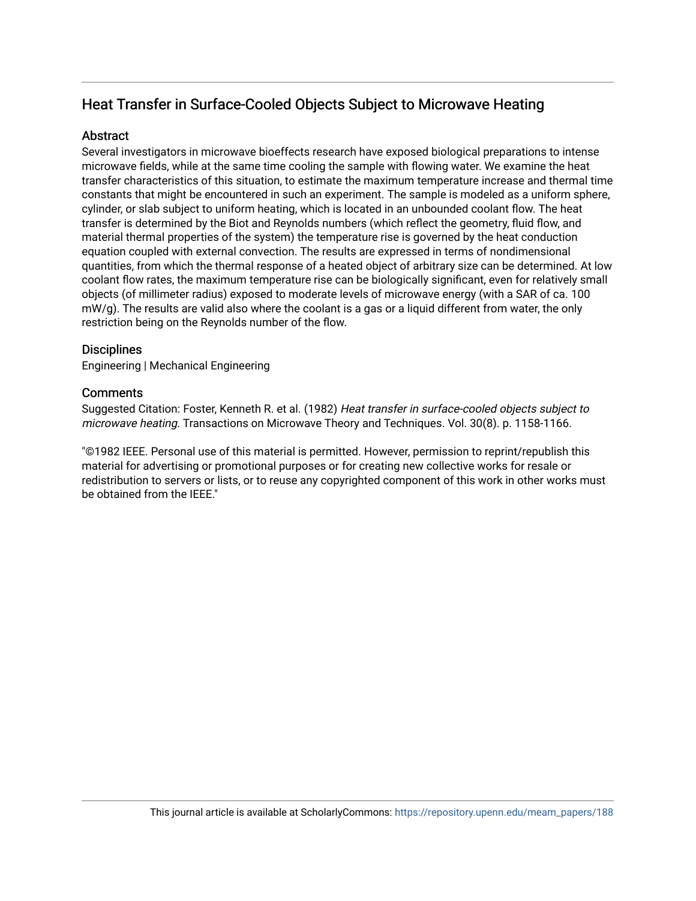## Heat Transfer in Surface-Cooled Objects Subject to Microwave Heating

### Abstract

Several investigators in microwave bioeffects research have exposed biological preparations to intense microwave fields, while at the same time cooling the sample with flowing water. We examine the heat transfer characteristics of this situation, to estimate the maximum temperature increase and thermal time constants that might be encountered in such an experiment. The sample is modeled as a uniform sphere, cylinder, or slab subject to uniform heating, which is located in an unbounded coolant flow. The heat transfer is determined by the Biot and Reynolds numbers (which reflect the geometry, fluid flow, and material thermal properties of the system) the temperature rise is governed by the heat conduction equation coupled with external convection. The results are expressed in terms of nondimensional quantities, from which the thermal response of a heated object of arbitrary size can be determined. At low coolant flow rates, the maximum temperature rise can be biologically significant, even for relatively small objects (of millimeter radius) exposed to moderate levels of microwave energy (with a SAR of ca. 100 mW/g). The results are valid also where the coolant is a gas or a liquid different from water, the only restriction being on the Reynolds number of the flow.

### Disciplines

Engineering | Mechanical Engineering

### Comments

Suggested Citation: Foster, Kenneth R. et al. (1982) *Heat transfer in surface-cooled objects subject to microwave heating.* Transactions on Microwave Theory and Techniques. Vol. 30(8). p. 1158-1166.

"©1982 IEEE. Personal use of this material is permitted. However, permission to reprint/republish this material for advertising or promotional purposes or for creating new collective works for resale or redistribution to servers or lists, or to reuse any copyrighted component of this work in other works must be obtained from the IEEE."

This journal article is available at ScholarlyCommons: https://repository.upenn.edu/meam_papers/188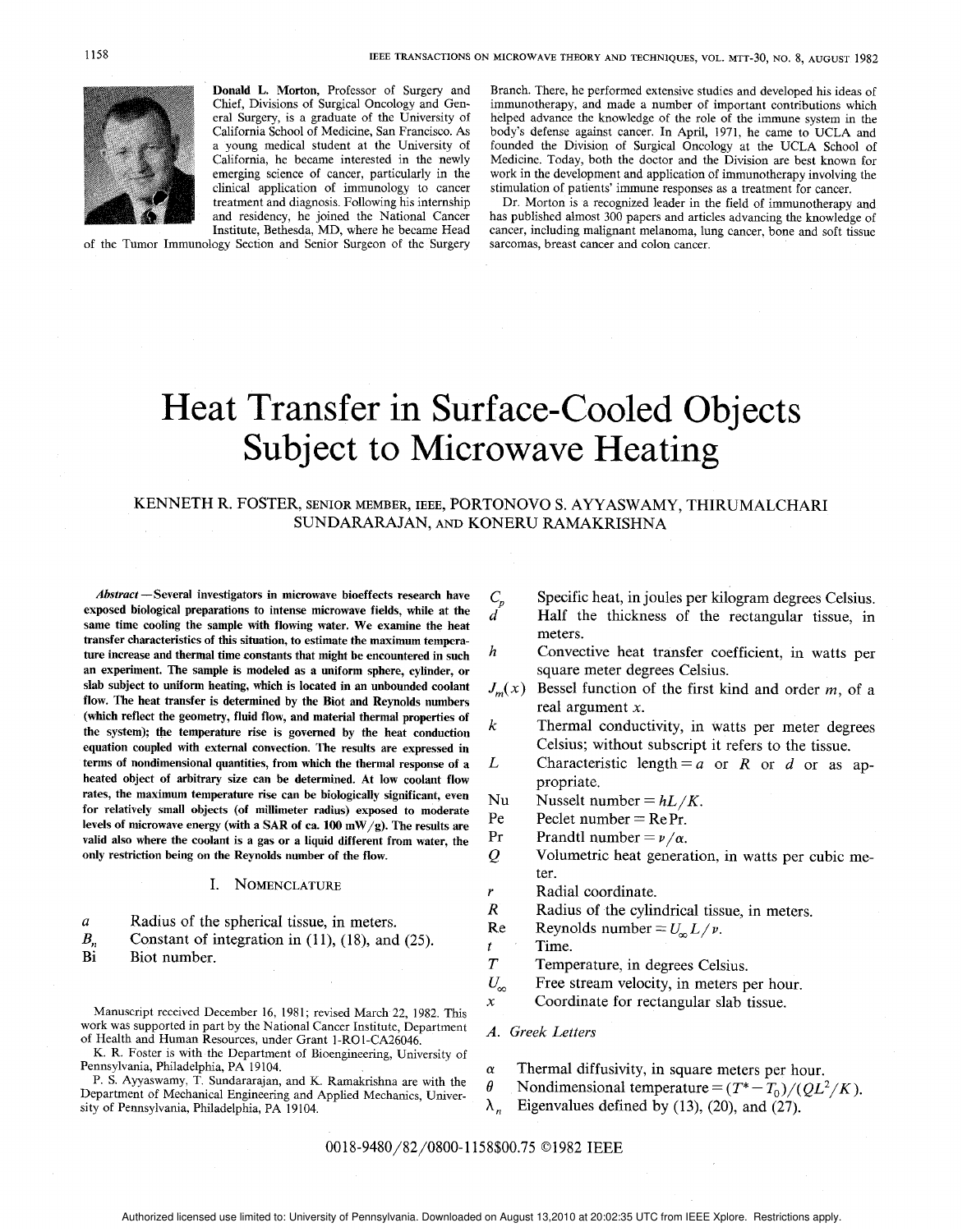**Donald L. Morton**, Professor of Surgery and Chief, Divisions of Surgical Oncology and General Surgery, is a graduate of the University of California School of Medicine, San Francisco. As a young medical student at the University of California, he became interested in the newly emerging science of cancer, particularly in the clinical application of immunology to cancer treatment and diagnosis. Following his internship and residency, he joined the National Cancer Institute, Bethesda, MD, where he became Head of the Tumor Immunology Section and Senior Surgeon of the Surgery Branch. There, he performed extensive studies and developed his ideas of immunotherapy, and made a number of important contributions which helped advance the knowledge of the role of the immune system in the body's defense against cancer. In April, 1971, he came to UCLA and founded the Division of Surgical Oncology at the UCLA School of Medicine. Today, both the doctor and the Division are best known for work in the development and application of immunotherapy involving the stimulation of patients' immune responses as a treatment for cancer.

Dr. Morton is a recognized leader in the field of immunotherapy and has published almost 300 papers and articles advancing the knowledge of cancer, including malignant melanoma, lung cancer, bone and soft tissue sarcomas, breast cancer and colon cancer.

# Heat Transfer in Surface-Cooled Objects Subject to Microwave Heating

KENNETH R. FOSTER, SENIOR MEMBER, IEEE, PORTONOVO S. AYYASWAMY, THIRUMALCHARI SUNDARARAJAN, AND KONERU RAMAKRISHNA

***Abstract*** **—Several investigators in microwave bioeffects research have exposed biological preparations to intense microwave fields, while at the same time cooling the sample with flowing water. We examine the heat transfer characteristics of this situation, to estimate the maximum temperature increase and thermal time constants that might be encountered in such an experiment. The sample is modeled as a uniform sphere, cylinder, or slab subject to uniform heating, which is located in an unbounded coolant flow. The heat transfer is determined by the Biot and Reynolds numbers (which reflect the geometry, fluid flow, and material thermal properties of the system); the temperature rise is governed by the heat conduction equation coupled with external convection. The results are expressed in terms of nondimensional quantities, from which the thermal response of a heated object of arbitrary size can be determined. At low coolant flow rates, the maximum temperature rise can be biologically significant, even for relatively small objects (of millimeter radius) exposed to moderate levels of microwave energy (with a SAR of ca. 100 mW/g). The results are valid also where the coolant is a gas or a liquid different from water, the only restriction being on the Reynolds number of the flow.**

## I. Nomenclature

- $a$ — Radius of the spherical tissue, in meters.
- $B_n$ — Constant of integration in (11), (18), and (25).
- Bi — Biot number.
- $C_p$ — Specific heat, in joules per kilogram degrees Celsius.
- $d$ — Half the thickness of the rectangular tissue, in meters.
- $h$ — Convective heat transfer coefficient, in watts per square meter degrees Celsius.
- $J_m(x)$ — Bessel function of the first kind and order $m$, of a real argument $x$.
- $k$ — Thermal conductivity, in watts per meter degrees Celsius; without subscript it refers to the tissue.
- $L$ — Characteristic length $= a$ or $R$ or $d$ or as appropriate.
- Nu — Nusselt number $= hL/K$.
- Pe — Peclet number $=$ Re Pr.
- Pr — Prandtl number $= \nu/\alpha$.
- $Q$ — Volumetric heat generation, in watts per cubic meter.
- $r$ — Radial coordinate.
- $R$ — Radius of the cylindrical tissue, in meters.
- Re — Reynolds number $= U_\infty L/\nu$.
- $t$ — Time.
- $T$ — Temperature, in degrees Celsius.
- $U_\infty$ — Free stream velocity, in meters per hour.
- $x$ — Coordinate for rectangular slab tissue.

### A. Greek Letters

- $\alpha$ — Thermal diffusivity, in square meters per hour.
- $\theta$ — Nondimensional temperature $= (T^* - T_0)/(QL^2/K)$.
- $\lambda_n$ — Eigenvalues defined by (13), (20), and (27).

Manuscript received December 16, 1981; revised March 22, 1982. This work was supported in part by the National Cancer Institute, Department of Health and Human Resources, under Grant 1-RO1-CA26046.

K. R. Foster is with the Department of Bioengineering, University of Pennsylvania, Philadelphia, PA 19104.

P. S. Ayyaswamy, T. Sundararajan, and K. Ramakrishna are with the Department of Mechanical Engineering and Applied Mechanics, University of Pennsylvania, Philadelphia, PA 19104.

0018-9480/82/0800-1158$00.75 ©1982 IEEE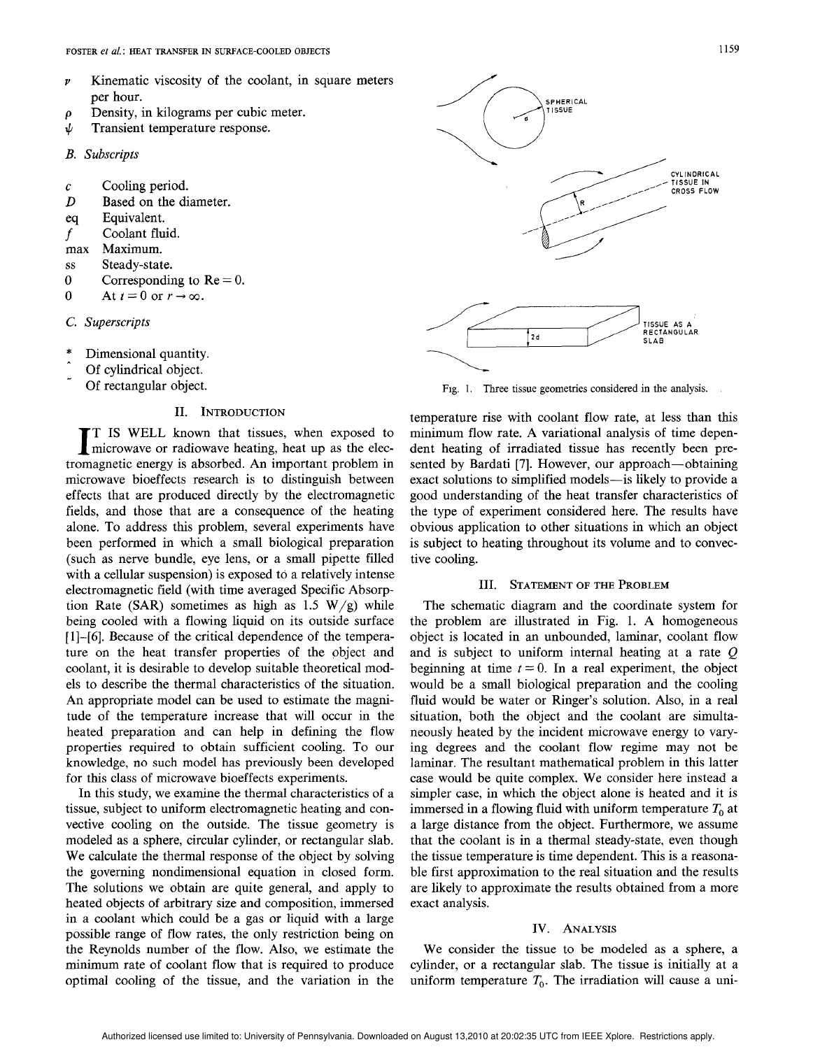$\nu$ Kinematic viscosity of the coolant, in square meters per hour.

$\rho$ Density, in kilograms per cubic meter.

$\psi$ Transient temperature response.

### B. Subscripts

$c$ Cooling period.

$D$ Based on the diameter.

eq Equivalent.

$f$ Coolant fluid.

max Maximum.

ss Steady-state.

0 Corresponding to Re = 0.

0 At $t = 0$ or $r \to \infty$.

### C. Superscripts

$*$ Dimensional quantity.

$\hat{}$ Of cylindrical object.

$\tilde{}$ Of rectangular object.

## II. Introduction

It is well known that tissues, when exposed to microwave or radiowave heating, heat up as the electromagnetic energy is absorbed. An important problem in microwave bioeffects research is to distinguish between effects that are produced directly by the electromagnetic fields, and those that are a consequence of the heating alone. To address this problem, several experiments have been performed in which a small biological preparation (such as nerve bundle, eye lens, or a small pipette filled with a cellular suspension) is exposed to a relatively intense electromagnetic field (with time averaged Specific Absorption Rate (SAR) sometimes as high as 1.5 W/g) while being cooled with a flowing liquid on its outside surface [1]–[6]. Because of the critical dependence of the temperature on the heat transfer properties of the object and coolant, it is desirable to develop suitable theoretical models to describe the thermal characteristics of the situation. An appropriate model can be used to estimate the magnitude of the temperature increase that will occur in the heated preparation and can help in defining the flow properties required to obtain sufficient cooling. To our knowledge, no such model has previously been developed for this class of microwave bioeffects experiments.

In this study, we examine the thermal characteristics of a tissue, subject to uniform electromagnetic heating and convective cooling on the outside. The tissue geometry is modeled as a sphere, circular cylinder, or rectangular slab. We calculate the thermal response of the object by solving the governing nondimensional equation in closed form. The solutions we obtain are quite general, and apply to heated objects of arbitrary size and composition, immersed in a coolant which could be a gas or liquid with a large possible range of flow rates, the only restriction being on the Reynolds number of the flow. Also, we estimate the minimum rate of coolant flow that is required to produce optimal cooling of the tissue, and the variation in the temperature rise with coolant flow rate, at less than this minimum flow rate. A variational analysis of time dependent heating of irradiated tissue has recently been presented by Bardati [7]. However, our approach—obtaining exact solutions to simplified models—is likely to provide a good understanding of the heat transfer characteristics of the type of experiment considered here. The results have obvious application to other situations in which an object is subject to heating throughout its volume and to convective cooling.

SPHERICAL TISSUE

CYLINDRICAL TISSUE IN CROSS FLOW

TISSUE AS A RECTANGULAR SLAB

Fig. 1. Three tissue geometries considered in the analysis.

## III. Statement of the Problem

The schematic diagram and the coordinate system for the problem are illustrated in Fig. 1. A homogeneous object is located in an unbounded, laminar, coolant flow and is subject to uniform internal heating at a rate $Q$ beginning at time $t = 0$. In a real experiment, the object would be a small biological preparation and the cooling fluid would be water or Ringer's solution. Also, in a real situation, both the object and the coolant are simultaneously heated by the incident microwave energy to varying degrees and the coolant flow regime may not be laminar. The resultant mathematical problem in this latter case would be quite complex. We consider here instead a simpler case, in which the object alone is heated and it is immersed in a flowing fluid with uniform temperature $T_0$ at a large distance from the object. Furthermore, we assume that the coolant is in a thermal steady-state, even though the tissue temperature is time dependent. This is a reasonable first approximation to the real situation and the results are likely to approximate the results obtained from a more exact analysis.

## IV. Analysis

We consider the tissue to be modeled as a sphere, a cylinder, or a rectangular slab. The tissue is initially at a uniform temperature $T_0$. The irradiation will cause a uni-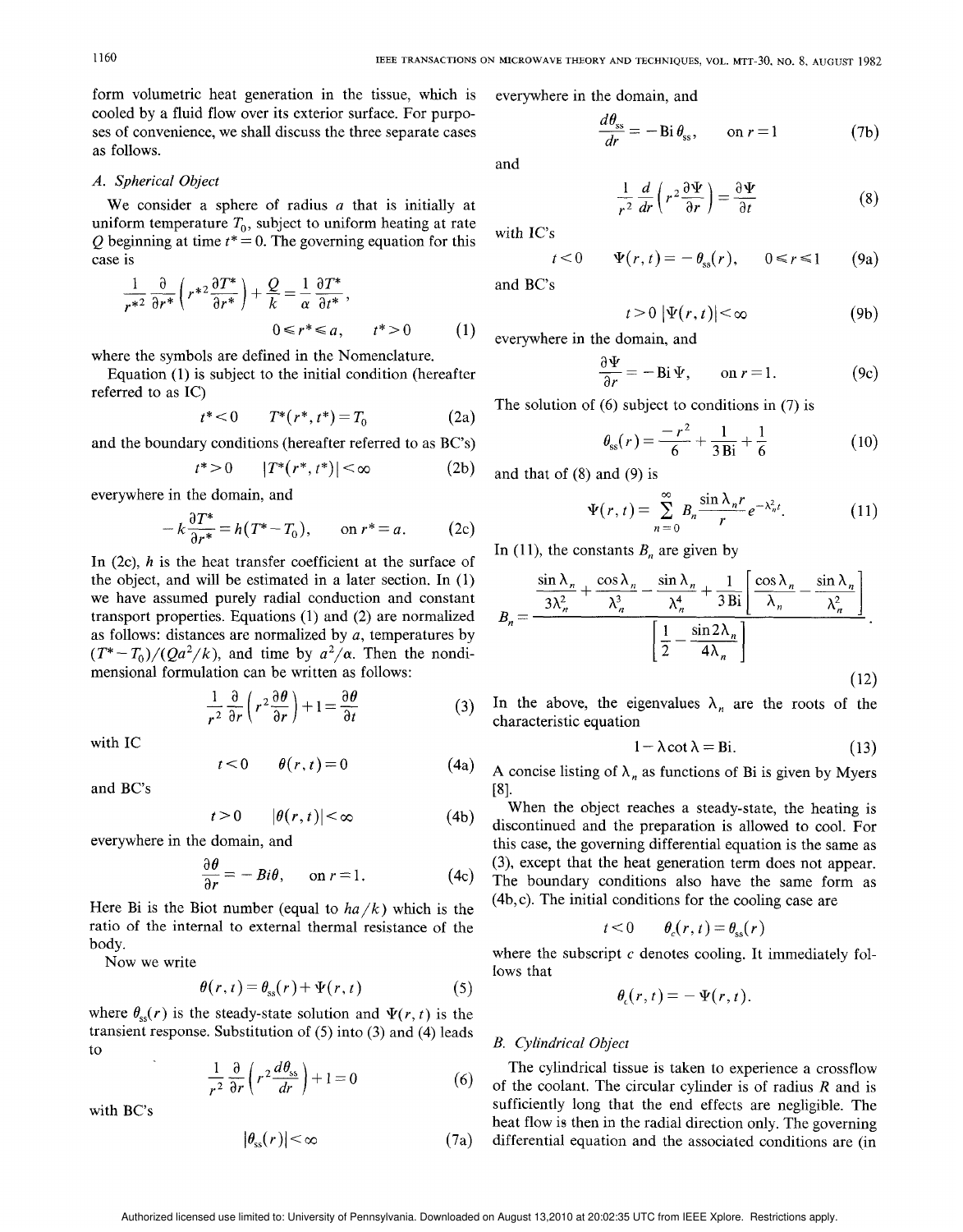form volumetric heat generation in the tissue, which is cooled by a fluid flow over its exterior surface. For purposes of convenience, we shall discuss the three separate cases as follows.

### A. Spherical Object

We consider a sphere of radius $a$ that is initially at uniform temperature $T_0$, subject to uniform heating at rate $Q$ beginning at time $t^* = 0$. The governing equation for this case is

$$\frac{1}{r^{*2}}\frac{\partial}{\partial r^*}\left(r^{*2}\frac{\partial T^*}{\partial r^*}\right)+\frac{Q}{k}=\frac{1}{\alpha}\frac{\partial T^*}{\partial t^*}, \qquad 0 \leqslant r^* \leqslant a, \qquad t^*>0 \tag{1}$$

where the symbols are defined in the Nomenclature.

Equation (1) is subject to the initial condition (hereafter referred to as IC)

$$t^*<0 \qquad T^*(r^*,t^*)=T_0 \tag{2a}$$

and the boundary conditions (hereafter referred to as BC's)

$$t^*>0 \qquad |T^*(r^*,t^*)|<\infty \tag{2b}$$

everywhere in the domain, and

$$-k\frac{\partial T^*}{\partial r^*}=h(T^*-T_0), \qquad \text{on } r^*=a. \tag{2c}$$

In (2c), $h$ is the heat transfer coefficient at the surface of the object, and will be estimated in a later section. In (1) we have assumed purely radial conduction and constant transport properties. Equations (1) and (2) are normalized as follows: distances are normalized by $a$, temperatures by $(T^*-T_0)/(Qa^2/k)$, and time by $a^2/\alpha$. Then the nondimensional formulation can be written as follows:

$$\frac{1}{r^2}\frac{\partial}{\partial r}\left(r^2\frac{\partial\theta}{\partial r}\right)+1=\frac{\partial\theta}{\partial t} \tag{3}$$

with IC

$$t<0 \qquad \theta(r,t)=0 \tag{4a}$$

and BC's

$$t>0 \qquad |\theta(r,t)|<\infty \tag{4b}$$

everywhere in the domain, and

$$\frac{\partial\theta}{\partial r}=-Bi\,\theta, \qquad \text{on } r=1. \tag{4c}$$

Here Bi is the Biot number (equal to $ha/k$) which is the ratio of the internal to external thermal resistance of the body.

Now we write

$$\theta(r,t)=\theta_{ss}(r)+\Psi(r,t) \tag{5}$$

where $\theta_{ss}(r)$ is the steady-state solution and $\Psi(r,t)$ is the transient response. Substitution of (5) into (3) and (4) leads to

$$\frac{1}{r^2}\frac{\partial}{\partial r}\left(r^2\frac{d\theta_{ss}}{dr}\right)+1=0 \tag{6}$$

with BC's

$$|\theta_{ss}(r)|<\infty \tag{7a}$$

everywhere in the domain, and

$$\frac{d\theta_{ss}}{dr}=-\mathrm{Bi}\,\theta_{ss}, \qquad \text{on } r=1 \tag{7b}$$

and

$$\frac{1}{r^2}\frac{d}{dr}\left(r^2\frac{\partial\Psi}{\partial r}\right)=\frac{\partial\Psi}{\partial t} \tag{8}$$

with IC's

$$t<0 \qquad \Psi(r,t)=-\theta_{ss}(r), \qquad 0\leqslant r\leqslant 1 \tag{9a}$$

and BC's

$$t>0 \; |\Psi(r,t)|<\infty \tag{9b}$$

everywhere in the domain, and

$$\frac{\partial\Psi}{\partial r}=-\mathrm{Bi}\,\Psi, \qquad \text{on } r=1. \tag{9c}$$

The solution of (6) subject to conditions in (7) is

$$\theta_{ss}(r)=\frac{-r^2}{6}+\frac{1}{3\mathrm{Bi}}+\frac{1}{6} \tag{10}$$

and that of (8) and (9) is

$$\Psi(r,t)=\sum_{n=0}^{\infty}B_n\frac{\sin\lambda_n r}{r}e^{-\lambda_n^2 t}. \tag{11}$$

In (11), the constants $B_n$ are given by

$$B_n=\frac{\dfrac{\sin\lambda_n}{3\lambda_n^2}+\dfrac{\cos\lambda_n}{\lambda_n^3}-\dfrac{\sin\lambda_n}{\lambda_n^4}+\dfrac{1}{3\mathrm{Bi}}\left[\dfrac{\cos\lambda_n}{\lambda_n}-\dfrac{\sin\lambda_n}{\lambda_n^2}\right]}{\left[\dfrac{1}{2}-\dfrac{\sin 2\lambda_n}{4\lambda_n}\right]}. \tag{12}$$

In the above, the eigenvalues $\lambda_n$ are the roots of the characteristic equation

$$1-\lambda\cot\lambda=\mathrm{Bi}. \tag{13}$$

A concise listing of $\lambda_n$ as functions of Bi is given by Myers [8].

When the object reaches a steady-state, the heating is discontinued and the preparation is allowed to cool. For this case, the governing differential equation is the same as (3), except that the heat generation term does not appear. The boundary conditions also have the same form as (4b,c). The initial conditions for the cooling case are

$$t<0 \qquad \theta_c(r,t)=\theta_{ss}(r)$$

where the subscript $c$ denotes cooling. It immediately follows that

$$\theta_c(r,t)=-\Psi(r,t).$$

### B. Cylindrical Object

The cylindrical tissue is taken to experience a crossflow of the coolant. The circular cylinder is of radius $R$ and is sufficiently long that the end effects are negligible. The heat flow is then in the radial direction only. The governing differential equation and the associated conditions are (in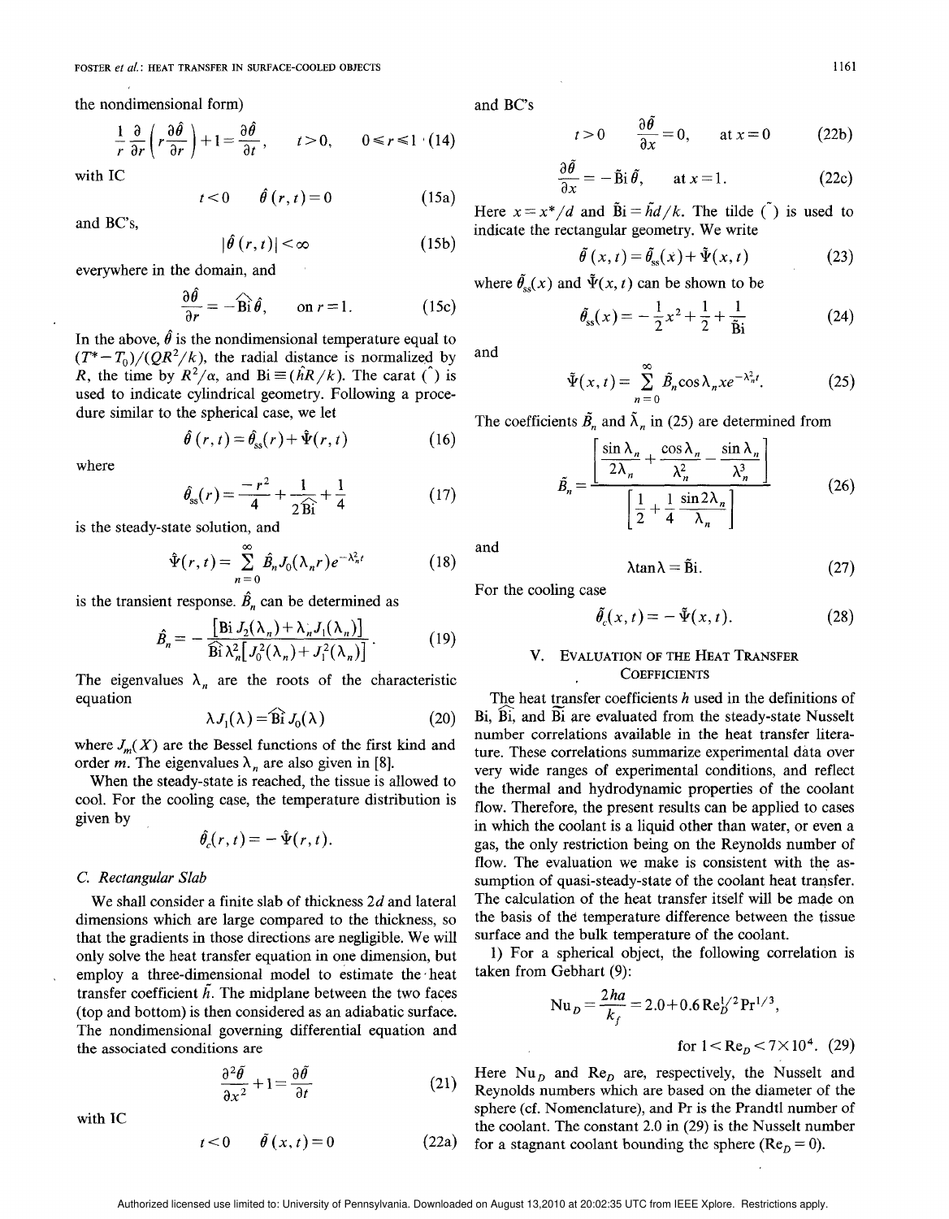the nondimensional form)

$$\frac{1}{r}\frac{\partial}{\partial r}\left(r\frac{\partial \hat{\theta}}{\partial r}\right)+1=\frac{\partial \hat{\theta}}{\partial t}, \qquad t>0, \qquad 0\leq r\leq 1 \tag{14}$$

with IC

$$t<0 \qquad \hat{\theta}(r,t)=0 \tag{15a}$$

and BC's,

$$|\hat{\theta}(r,t)|<\infty \tag{15b}$$

everywhere in the domain, and

$$\frac{\partial \hat{\theta}}{\partial r}=-\widehat{\mathrm{Bi}}\,\hat{\theta}, \qquad \text{on } r=1. \tag{15c}$$

In the above, $\hat{\theta}$ is the nondimensional temperature equal to $(T^*-T_0)/(QR^2/k)$, the radial distance is normalized by $R$, the time by $R^2/\alpha$, and $\widehat{\mathrm{Bi}}\equiv(\hat{h}R/k)$. The carat ($\hat{}$) is used to indicate cylindrical geometry. Following a procedure similar to the spherical case, we let

$$\hat{\theta}(r,t)=\hat{\theta}_{ss}(r)+\hat{\Psi}(r,t) \tag{16}$$

where

$$\hat{\theta}_{ss}(r)=\frac{-r^2}{4}+\frac{1}{2\widehat{\mathrm{Bi}}}+\frac{1}{4} \tag{17}$$

is the steady-state solution, and

$$\hat{\Psi}(r,t)=\sum_{n=0}^{\infty}\hat{B}_n J_0(\lambda_n r)e^{-\lambda_n^2 t} \tag{18}$$

is the transient response. $\hat{B}_n$ can be determined as

$$\hat{B}_n=-\frac{[\mathrm{Bi}\,J_2(\lambda_n)+\lambda_n J_1(\lambda_n)]}{\widehat{\mathrm{Bi}}\,\lambda_n^2[J_0^2(\lambda_n)+J_1^2(\lambda_n)]}. \tag{19}$$

The eigenvalues $\lambda_n$ are the roots of the characteristic equation

$$\lambda J_1(\lambda)=\widehat{\mathrm{Bi}}\,J_0(\lambda) \tag{20}$$

where $J_m(X)$ are the Bessel functions of the first kind and order $m$. The eigenvalues $\lambda_n$ are also given in [8].

When the steady-state is reached, the tissue is allowed to cool. For the cooling case, the temperature distribution is given by

$$\hat{\theta}_c(r,t)=-\hat{\Psi}(r,t).$$

### C. Rectangular Slab

We shall consider a finite slab of thickness $2d$ and lateral dimensions which are large compared to the thickness, so that the gradients in those directions are negligible. We will only solve the heat transfer equation in one dimension, but employ a three-dimensional model to estimate the heat transfer coefficient $\tilde{h}$. The midplane between the two faces (top and bottom) is then considered as an adiabatic surface. The nondimensional governing differential equation and the associated conditions are

$$\frac{\partial^2 \tilde{\theta}}{\partial x^2}+1=\frac{\partial \tilde{\theta}}{\partial t} \tag{21}$$

with IC

$$t<0 \qquad \tilde{\theta}(x,t)=0 \tag{22a}$$

and BC's

$$t>0 \qquad \frac{\partial \tilde{\theta}}{\partial x}=0, \qquad \text{at } x=0 \tag{22b}$$

$$\frac{\partial \tilde{\theta}}{\partial x}=-\widetilde{\mathrm{Bi}}\,\tilde{\theta}, \qquad \text{at } x=1. \tag{22c}$$

Here $x=x^*/d$ and $\widetilde{\mathrm{Bi}}=\tilde{h}d/k$. The tilde ($\tilde{}$) is used to indicate the rectangular geometry. We write

$$\tilde{\theta}(x,t)=\tilde{\theta}_{ss}(x)+\tilde{\Psi}(x,t) \tag{23}$$

where $\tilde{\theta}_{ss}(x)$ and $\tilde{\Psi}(x,t)$ can be shown to be

$$\tilde{\theta}_{ss}(x)=-\frac{1}{2}x^2+\frac{1}{2}+\frac{1}{\widetilde{\mathrm{Bi}}} \tag{24}$$

and

$$\tilde{\Psi}(x,t)=\sum_{n=0}^{\infty}\tilde{B}_n\cos\lambda_n x e^{-\lambda_n^2 t}. \tag{25}$$

The coefficients $\tilde{B}_n$ and $\tilde{\lambda}_n$ in (25) are determined from

$$\tilde{B}_n=\frac{\left[\dfrac{\sin\lambda_n}{2\lambda_n}+\dfrac{\cos\lambda_n}{\lambda_n^2}-\dfrac{\sin\lambda_n}{\lambda_n^3}\right]}{\left[\dfrac{1}{2}+\dfrac{1}{4}\dfrac{\sin 2\lambda_n}{\lambda_n}\right]} \tag{26}$$

and

$$\lambda\tan\lambda=\widetilde{\mathrm{Bi}}. \tag{27}$$

For the cooling case

$$\tilde{\theta}_c(x,t)=-\tilde{\Psi}(x,t). \tag{28}$$

## V. Evaluation of the Heat Transfer Coefficients

The heat transfer coefficients $h$ used in the definitions of Bi, $\widehat{\mathrm{Bi}}$, and $\widetilde{\mathrm{Bi}}$ are evaluated from the steady-state Nusselt number correlations available in the heat transfer literature. These correlations summarize experimental data over very wide ranges of experimental conditions, and reflect the thermal and hydrodynamic properties of the coolant flow. Therefore, the present results can be applied to cases in which the coolant is a liquid other than water, or even a gas, the only restriction being on the Reynolds number of flow. The evaluation we make is consistent with the assumption of quasi-steady-state of the coolant heat transfer. The calculation of the heat transfer itself will be made on the basis of the temperature difference between the tissue surface and the bulk temperature of the coolant.

1) For a spherical object, the following correlation is taken from Gebhart (9):

$$\mathrm{Nu}_D=\frac{2ha}{k_f}=2.0+0.6\,\mathrm{Re}_D^{1/2}\mathrm{Pr}^{1/3},$$

$$\text{for } 1<\mathrm{Re}_D<7\times10^4. \tag{29}$$

Here $\mathrm{Nu}_D$ and $\mathrm{Re}_D$ are, respectively, the Nusselt and Reynolds numbers which are based on the diameter of the sphere (cf. Nomenclature), and Pr is the Prandtl number of the coolant. The constant 2.0 in (29) is the Nusselt number for a stagnant coolant bounding the sphere ($\mathrm{Re}_D=0$).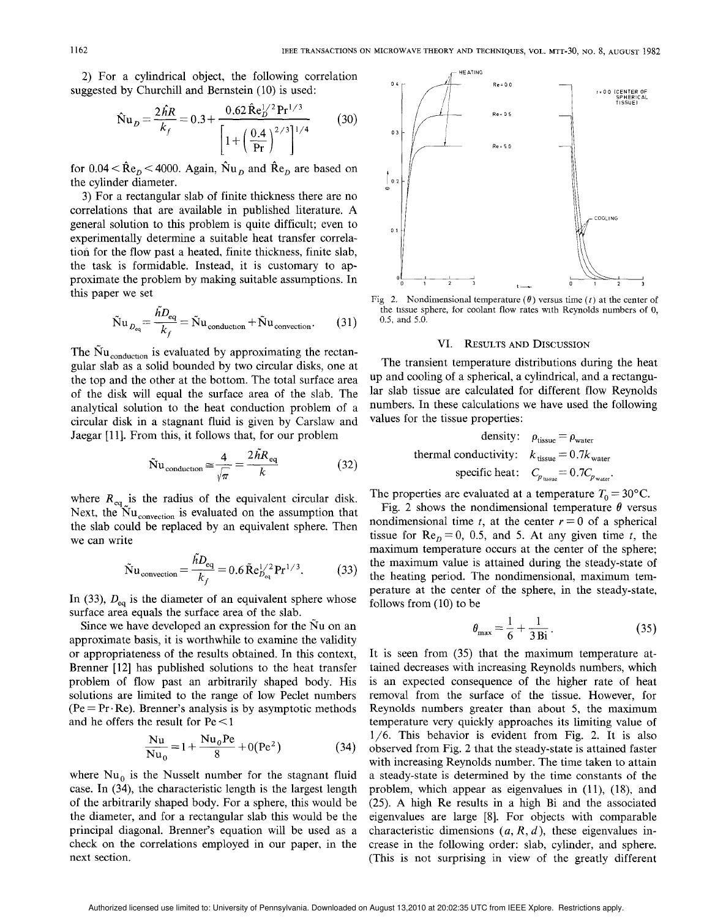2) For a cylindrical object, the following correlation suggested by Churchill and Bernstein (10) is used:

$$\hat{\mathrm{N}}\mathrm{u}_D = \frac{2\hat{h}R}{k_f} = 0.3 + \frac{0.62\,\hat{\mathrm{R}}\mathrm{e}_D^{1/2}\,\mathrm{Pr}^{1/3}}{\left[1+\left(\dfrac{0.4}{\mathrm{Pr}}\right)^{2/3}\right]^{1/4}} \tag{30}$$

for $0.04 < \hat{\mathrm{R}}\mathrm{e}_D < 4000$. Again, $\hat{\mathrm{N}}\mathrm{u}_D$ and $\hat{\mathrm{R}}\mathrm{e}_D$ are based on the cylinder diameter.

3) For a rectangular slab of finite thickness there are no correlations that are available in published literature. A general solution to this problem is quite difficult; even to experimentally determine a suitable heat transfer correlation for the flow past a heated, finite thickness, finite slab, the task is formidable. Instead, it is customary to approximate the problem by making suitable assumptions. In this paper we set

$$\tilde{\mathrm{N}}\mathrm{u}_{D_{\mathrm{eq}}} = \frac{\tilde{h}D_{\mathrm{eq}}}{k_f} = \tilde{\mathrm{N}}\mathrm{u}_{\mathrm{conduction}} + \tilde{\mathrm{N}}\mathrm{u}_{\mathrm{convection}}. \tag{31}$$

The $\tilde{\mathrm{N}}\mathrm{u}_{\mathrm{conduction}}$ is evaluated by approximating the rectangular slab as a solid bounded by two circular disks, one at the top and the other at the bottom. The total surface area of the disk will equal the surface area of the slab. The analytical solution to the heat conduction problem of a circular disk in a stagnant fluid is given by Carslaw and Jaegar [11]. From this, it follows that, for our problem

$$\tilde{\mathrm{N}}\mathrm{u}_{\mathrm{conduction}} \cong \frac{4}{\sqrt{\pi}} = \frac{2\tilde{h}R_{\mathrm{eq}}}{k} \tag{32}$$

where $R_{\mathrm{eq}}$ is the radius of the equivalent circular disk. Next, the $\tilde{\mathrm{N}}\mathrm{u}_{\mathrm{convection}}$ is evaluated on the assumption that the slab could be replaced by an equivalent sphere. Then we can write

$$\tilde{\mathrm{N}}\mathrm{u}_{\mathrm{convection}} = \frac{\tilde{h}D_{\mathrm{eq}}}{k_f} = 0.6\,\tilde{\mathrm{R}}\mathrm{e}_{D_{\mathrm{eq}}}^{1/2}\,\mathrm{Pr}^{1/3}. \tag{33}$$

In (33), $D_{\mathrm{eq}}$ is the diameter of an equivalent sphere whose surface area equals the surface area of the slab.

Since we have developed an expression for the $\tilde{\mathrm{N}}\mathrm{u}$ on an approximate basis, it is worthwhile to examine the validity or appropriateness of the results obtained. In this context, Brenner [12] has published solutions to the heat transfer problem of flow past an arbitrarily shaped body. His solutions are limited to the range of low Peclet numbers ($\mathrm{Pe} = \mathrm{Pr}\cdot\mathrm{Re}$). Brenner's analysis is by asymptotic methods and he offers the result for $\mathrm{Pe} < 1$

$$\frac{\mathrm{Nu}}{\mathrm{Nu}_0} = 1 + \frac{\mathrm{Nu}_0\mathrm{Pe}}{8} + 0(\mathrm{Pe}^2) \tag{34}$$

where $\mathrm{Nu}_0$ is the Nusselt number for the stagnant fluid case. In (34), the characteristic length is the largest length of the arbitrarily shaped body. For a sphere, this would be the diameter, and for a rectangular slab this would be the principal diagonal. Brenner's equation will be used as a check on the correlations employed in our paper, in the next section.

Fig. 2. Nondimensional temperature ($\theta$) versus time ($t$) at the center of the tissue sphere, for coolant flow rates with Reynolds numbers of 0, 0.5, and 5.0.

## VI. Results and Discussion

The transient temperature distributions during the heat up and cooling of a spherical, a cylindrical, and a rectangular slab tissue are calculated for different flow Reynolds numbers. In these calculations we have used the following values for the tissue properties:

$$\text{density:} \quad \rho_{\mathrm{tissue}} = \rho_{\mathrm{water}}$$

$$\text{thermal conductivity:} \quad k_{\mathrm{tissue}} = 0.7k_{\mathrm{water}}$$

$$\text{specific heat:} \quad C_{p_{\mathrm{tissue}}} = 0.7C_{p_{\mathrm{water}}}.$$

The properties are evaluated at a temperature $T_0 = 30°\mathrm{C}$.

Fig. 2 shows the nondimensional temperature $\theta$ versus nondimensional time $t$, at the center $r = 0$ of a spherical tissue for $\mathrm{Re}_D = 0$, 0.5, and 5. At any given time $t$, the maximum temperature occurs at the center of the sphere; the maximum value is attained during the steady-state of the heating period. The nondimensional, maximum temperature at the center of the sphere, in the steady-state, follows from (10) to be

$$\theta_{\max} = \frac{1}{6} + \frac{1}{3\,\mathrm{Bi}}. \tag{35}$$

It is seen from (35) that the maximum temperature attained decreases with increasing Reynolds numbers, which is an expected consequence of the higher rate of heat removal from the surface of the tissue. However, for Reynolds numbers greater than about 5, the maximum temperature very quickly approaches its limiting value of 1/6. This behavior is evident from Fig. 2. It is also observed from Fig. 2 that the steady-state is attained faster with increasing Reynolds number. The time taken to attain a steady-state is determined by the time constants of the problem, which appear as eigenvalues in (11), (18), and (25). A high Re results in a high Bi and the associated eigenvalues are large [8]. For objects with comparable characteristic dimensions ($a$, $R$, $d$), these eigenvalues increase in the following order: slab, cylinder, and sphere. (This is not surprising in view of the greatly different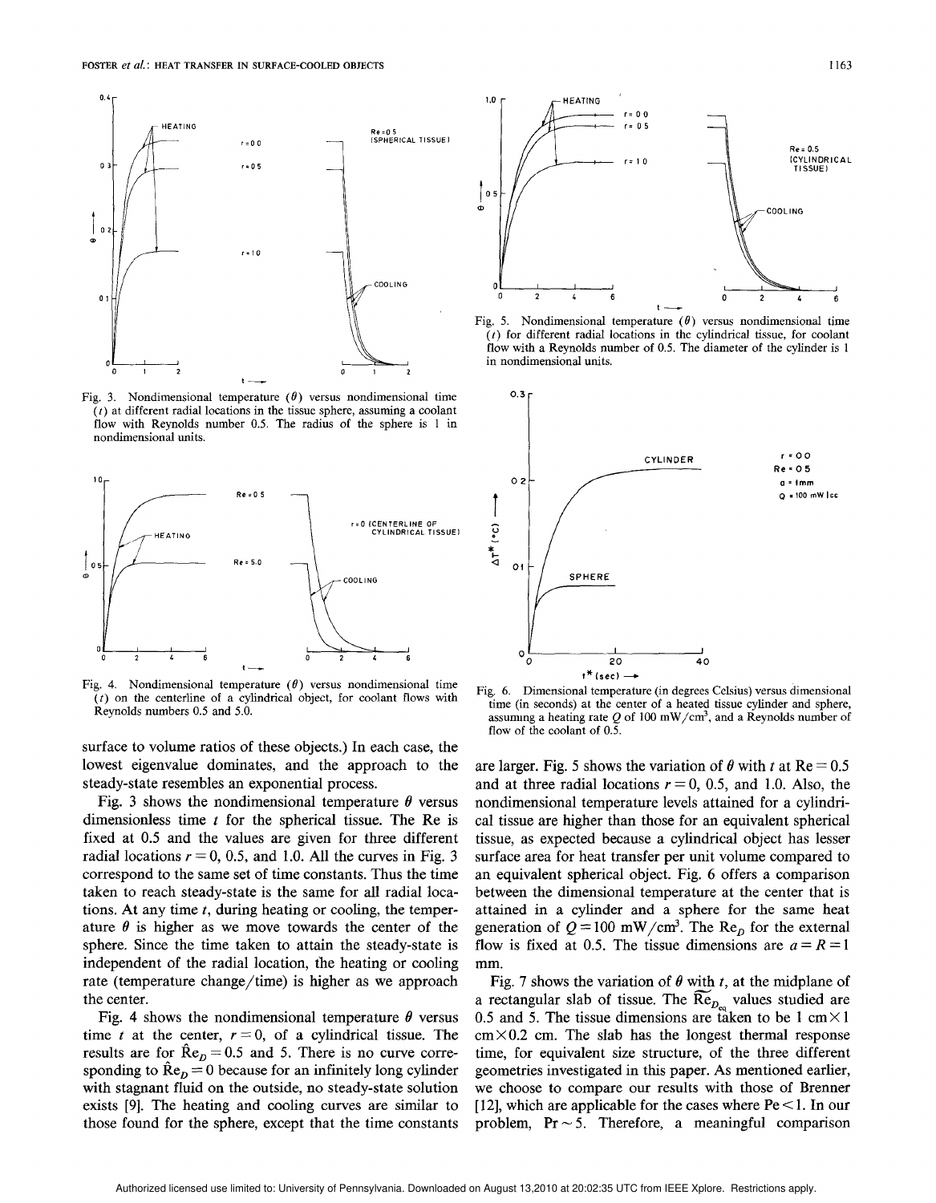Fig. 3. Nondimensional temperature ($\theta$) versus nondimensional time ($t$) at different radial locations in the tissue sphere, assuming a coolant flow with Reynolds number 0.5. The radius of the sphere is 1 in nondimensional units.

Fig. 4. Nondimensional temperature ($\theta$) versus nondimensional time ($t$) on the centerline of a cylindrical object, for coolant flows with Reynolds numbers 0.5 and 5.0.

Fig. 5. Nondimensional temperature ($\theta$) versus nondimensional time ($t$) for different radial locations in the cylindrical tissue, for coolant flow with a Reynolds number of 0.5. The diameter of the cylinder is 1 in nondimensional units.

Fig. 6. Dimensional temperature (in degrees Celsius) versus dimensional time (in seconds) at the center of a heated tissue cylinder and sphere, assuming a heating rate $Q$ of 100 mW/cm$^3$, and a Reynolds number of flow of the coolant of 0.5.

surface to volume ratios of these objects.) In each case, the lowest eigenvalue dominates, and the approach to the steady-state resembles an exponential process.

Fig. 3 shows the nondimensional temperature $\theta$ versus dimensionless time $t$ for the spherical tissue. The Re is fixed at 0.5 and the values are given for three different radial locations $r = 0$, 0.5, and 1.0. All the curves in Fig. 3 correspond to the same set of time constants. Thus the time taken to reach steady-state is the same for all radial locations. At any time $t$, during heating or cooling, the temperature $\theta$ is higher as we move towards the center of the sphere. Since the time taken to attain the steady-state is independent of the radial location, the heating or cooling rate (temperature change/time) is higher as we approach the center.

Fig. 4 shows the nondimensional temperature $\theta$ versus time $t$ at the center, $r = 0$, of a cylindrical tissue. The results are for $\hat{\text{Re}}_D = 0.5$ and 5. There is no curve corresponding to $\hat{\text{Re}}_D = 0$ because for an infinitely long cylinder with stagnant fluid on the outside, no steady-state solution exists [9]. The heating and cooling curves are similar to those found for the sphere, except that the time constants are larger. Fig. 5 shows the variation of $\theta$ with $t$ at $\text{Re} = 0.5$ and at three radial locations $r = 0$, 0.5, and 1.0. Also, the nondimensional temperature levels attained for a cylindrical tissue are higher than those for an equivalent spherical tissue, as expected because a cylindrical object has lesser surface area for heat transfer per unit volume compared to an equivalent spherical object. Fig. 6 offers a comparison between the dimensional temperature at the center that is attained in a cylinder and a sphere for the same heat generation of $Q = 100$ mW/cm$^3$. The $\text{Re}_D$ for the external flow is fixed at 0.5. The tissue dimensions are $a = R = 1$ mm.

Fig. 7 shows the variation of $\theta$ with $t$, at the midplane of a rectangular slab of tissue. The $\widetilde{\text{Re}}_{D_{eq}}$ values studied are 0.5 and 5. The tissue dimensions are taken to be 1 cm$\times$1 cm$\times$0.2 cm. The slab has the longest thermal response time, for equivalent size structure, of the three different geometries investigated in this paper. As mentioned earlier, we choose to compare our results with those of Brenner [12], which are applicable for the cases where $\text{Pe} < 1$. In our problem, $\text{Pr} \sim 5$. Therefore, a meaningful comparison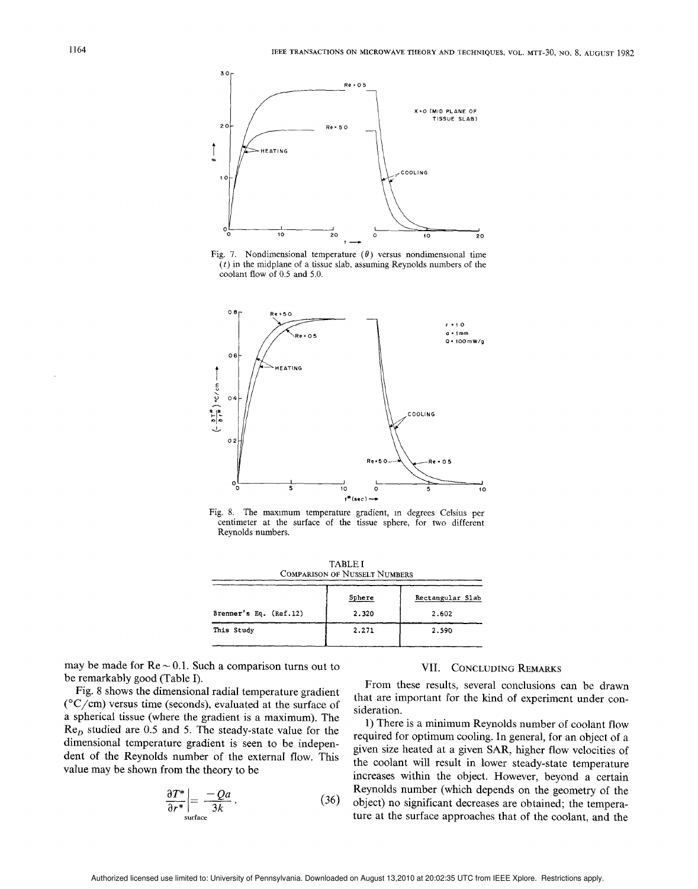Fig. 7. Nondimensional temperature ($\theta$) versus nondimensional time ($t$) in the midplane of a tissue slab, assuming Reynolds numbers of the coolant flow of 0.5 and 5.0.

Fig. 8. The maximum temperature gradient, in degrees Celsius per centimeter at the surface of the tissue sphere, for two different Reynolds numbers.

TABLE I
COMPARISON OF NUSSELT NUMBERS

| | Sphere | Rectangular Slab |
|---|---|---|
| Brenner's Eq. (Ref.12) | 2.320 | 2.602 |
| This Study | 2.271 | 2.590 |

may be made for $\mathrm{Re} \sim 0.1$. Such a comparison turns out to be remarkably good (Table I).

Fig. 8 shows the dimensional radial temperature gradient (°C/cm) versus time (seconds), evaluated at the surface of a spherical tissue (where the gradient is a maximum). The $\mathrm{Re}_D$ studied are 0.5 and 5. The steady-state value for the dimensional temperature gradient is seen to be independent of the Reynolds number of the external flow. This value may be shown from the theory to be

$$\left.\frac{\partial T^*}{\partial r^*}\right|_{\text{surface}} = \frac{-Qa}{3k}. \tag{36}$$

## VII. CONCLUDING REMARKS

From these results, several conclusions can be drawn that are important for the kind of experiment under consideration.

1) There is a minimum Reynolds number of coolant flow required for optimum cooling. In general, for an object of a given size heated at a given SAR, higher flow velocities of the coolant will result in lower steady-state temperature increases within the object. However, beyond a certain Reynolds number (which depends on the geometry of the object) no significant decreases are obtained; the temperature at the surface approaches that of the coolant, and the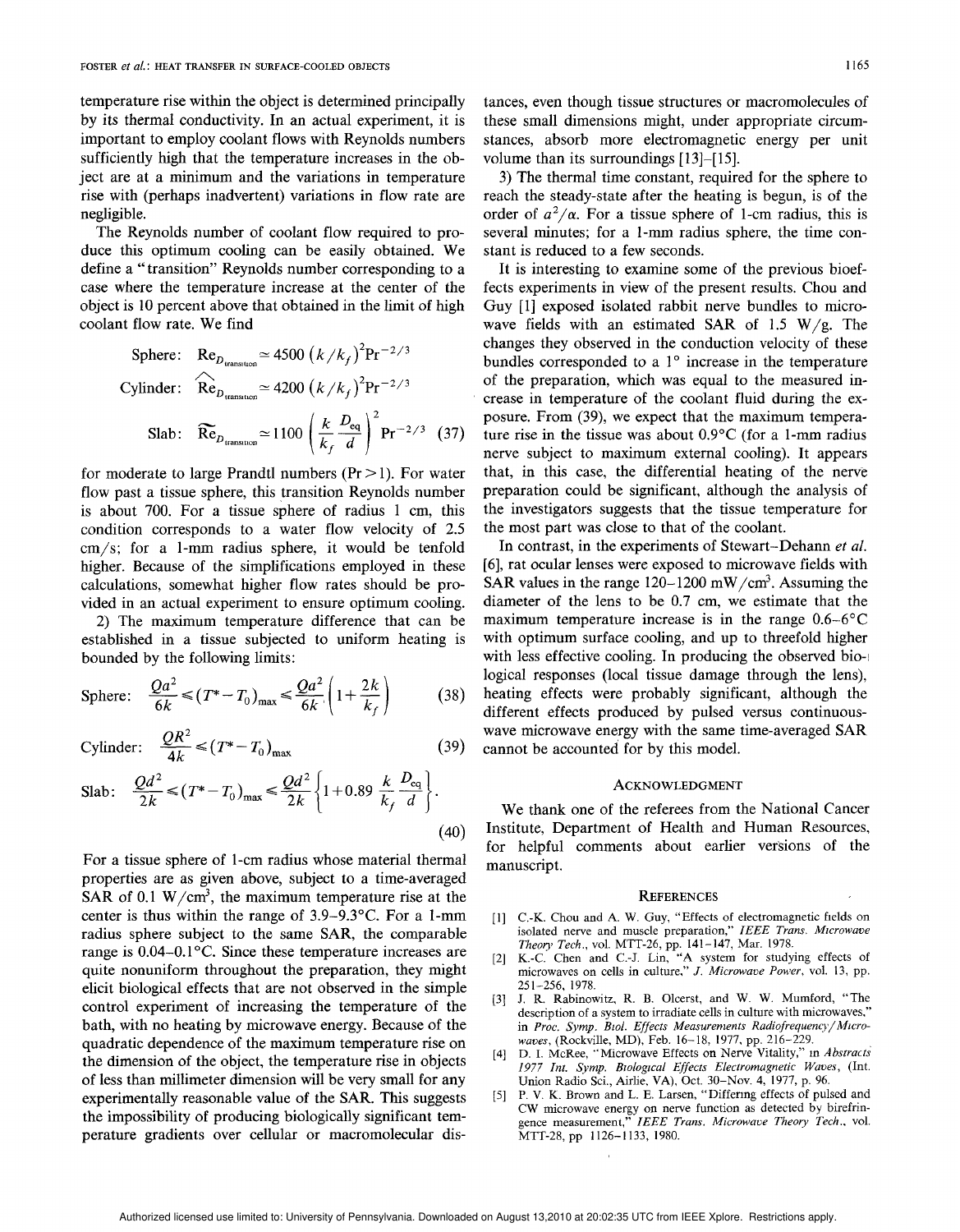temperature rise within the object is determined principally by its thermal conductivity. In an actual experiment, it is important to employ coolant flows with Reynolds numbers sufficiently high that the temperature increases in the object are at a minimum and the variations in temperature rise with (perhaps inadvertent) variations in flow rate are negligible.

The Reynolds number of coolant flow required to produce this optimum cooling can be easily obtained. We define a "transition" Reynolds number corresponding to a case where the temperature increase at the center of the object is 10 percent above that obtained in the limit of high coolant flow rate. We find

$$\text{Sphere:} \quad \text{Re}_{D_{\text{transition}}} \simeq 4500\,(k/k_f)^2 \text{Pr}^{-2/3}$$

$$\text{Cylinder:} \quad \widehat{\text{Re}}_{D_{\text{transition}}} \simeq 4200\,(k/k_f)^2 \text{Pr}^{-2/3}$$

$$\text{Slab:} \quad \widetilde{\text{Re}}_{D_{\text{transition}}} \simeq 1100 \left( \frac{k}{k_f} \frac{D_{\text{eq}}}{d} \right)^2 \text{Pr}^{-2/3} \quad (37)$$

for moderate to large Prandtl numbers ($\text{Pr} > 1$). For water flow past a tissue sphere, this transition Reynolds number is about 700. For a tissue sphere of radius 1 cm, this condition corresponds to a water flow velocity of 2.5 cm/s; for a 1-mm radius sphere, it would be tenfold higher. Because of the simplifications employed in these calculations, somewhat higher flow rates should be provided in an actual experiment to ensure optimum cooling.

2) The maximum temperature difference that can be established in a tissue subjected to uniform heating is bounded by the following limits:

$$\text{Sphere:} \quad \frac{Qa^2}{6k} \leqslant (T^* - T_0)_{\max} \leqslant \frac{Qa^2}{6k}\left(1 + \frac{2k}{k_f}\right) \quad (38)$$

$$\text{Cylinder:} \quad \frac{QR^2}{4k} \leqslant (T^* - T_0)_{\max} \quad (39)$$

$$\text{Slab:} \quad \frac{Qd^2}{2k} \leqslant (T^* - T_0)_{\max} \leqslant \frac{Qd^2}{2k}\left\{1 + 0.89\,\frac{k}{k_f}\frac{D_{\text{eq}}}{d}\right\}. \quad (40)$$

For a tissue sphere of 1-cm radius whose material thermal properties are as given above, subject to a time-averaged SAR of 0.1 W/cm$^3$, the maximum temperature rise at the center is thus within the range of 3.9–9.3°C. For a 1-mm radius sphere subject to the same SAR, the comparable range is 0.04–0.1°C. Since these temperature increases are quite nonuniform throughout the preparation, they might elicit biological effects that are not observed in the simple control experiment of increasing the temperature of the bath, with no heating by microwave energy. Because of the quadratic dependence of the maximum temperature rise on the dimension of the object, the temperature rise in objects of less than millimeter dimension will be very small for any experimentally reasonable value of the SAR. This suggests the impossibility of producing biologically significant temperature gradients over cellular or macromolecular distances, even though tissue structures or macromolecules of these small dimensions might, under appropriate circumstances, absorb more electromagnetic energy per unit volume than its surroundings [13]–[15].

3) The thermal time constant, required for the sphere to reach the steady-state after the heating is begun, is of the order of $a^2/\alpha$. For a tissue sphere of 1-cm radius, this is several minutes; for a 1-mm radius sphere, the time constant is reduced to a few seconds.

It is interesting to examine some of the previous bioeffects experiments in view of the present results. Chou and Guy [1] exposed isolated rabbit nerve bundles to microwave fields with an estimated SAR of 1.5 W/g. The changes they observed in the conduction velocity of these bundles corresponded to a 1° increase in the temperature of the preparation, which was equal to the measured increase in temperature of the coolant fluid during the exposure. From (39), we expect that the maximum temperature rise in the tissue was about 0.9°C (for a 1-mm radius nerve subject to maximum external cooling). It appears that, in this case, the differential heating of the nerve preparation could be significant, although the analysis of the investigators suggests that the tissue temperature for the most part was close to that of the coolant.

In contrast, in the experiments of Stewart–Dehann *et al.* [6], rat ocular lenses were exposed to microwave fields with SAR values in the range 120–1200 mW/cm$^3$. Assuming the diameter of the lens to be 0.7 cm, we estimate that the maximum temperature increase is in the range 0.6–6°C with optimum surface cooling, and up to threefold higher with less effective cooling. In producing the observed biological responses (local tissue damage through the lens), heating effects were probably significant, although the different effects produced by pulsed versus continuous-wave microwave energy with the same time-averaged SAR cannot be accounted for by this model.

## Acknowledgment

We thank one of the referees from the National Cancer Institute, Department of Health and Human Resources, for helpful comments about earlier versions of the manuscript.

## References

[1] C.-K. Chou and A. W. Guy, "Effects of electromagnetic fields on isolated nerve and muscle preparation," *IEEE Trans. Microwave Theory Tech.*, vol. MTT-26, pp. 141–147, Mar. 1978.

[2] K.-C. Chen and C.-J. Lin, "A system for studying effects of microwaves on cells in culture," *J. Microwave Power*, vol. 13, pp. 251–256, 1978.

[3] J. R. Rabinowitz, R. B. Olcerst, and W. W. Mumford, "The description of a system to irradiate cells in culture with microwaves," in *Proc. Symp. Biol. Effects Measurements Radiofrequency/Microwaves*, (Rockville, MD), Feb. 16–18, 1977, pp. 216–229.

[4] D. I. McRee, "Microwave Effects on Nerve Vitality," in *Abstracts 1977 Int. Symp. Biological Effects Electromagnetic Waves*, (Int. Union Radio Sci., Airlie, VA), Oct. 30–Nov. 4, 1977, p. 96.

[5] P. V. K. Brown and L. E. Larsen, "Differing effects of pulsed and CW microwave energy on nerve function as detected by birefringence measurement," *IEEE Trans. Microwave Theory Tech.*, vol. MTT-28, pp 1126–1133, 1980.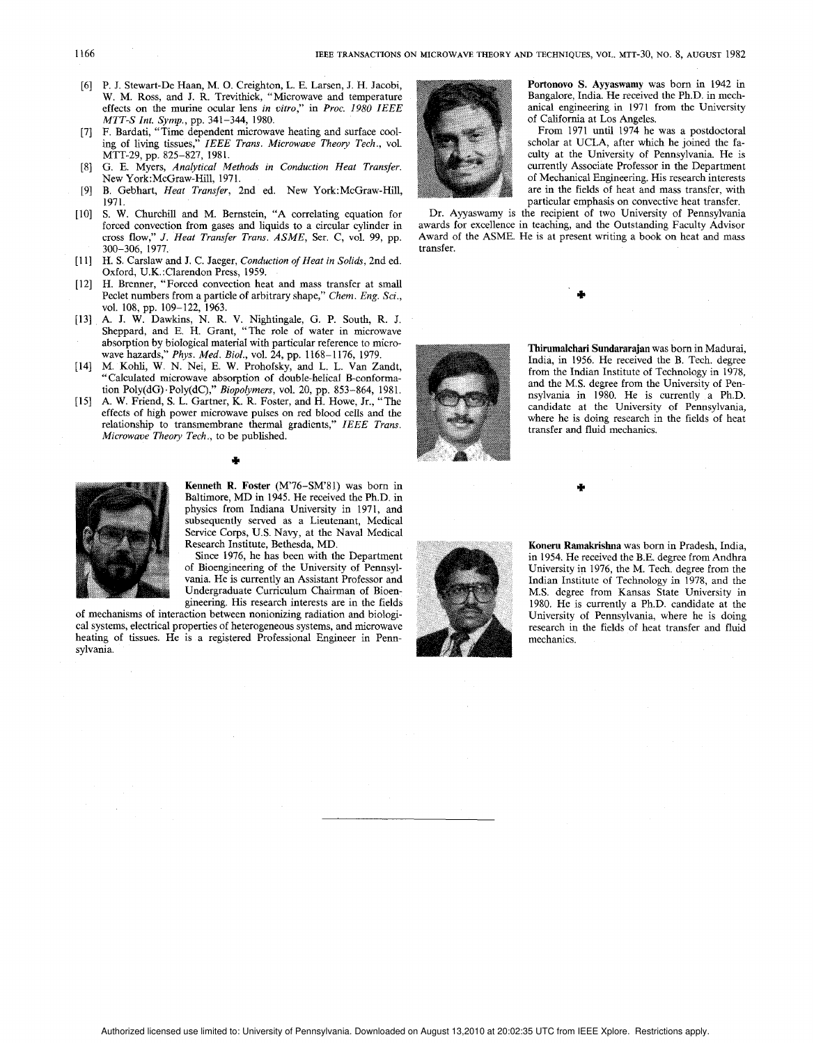[6] P. J. Stewart-De Haan, M. O. Creighton, L. E. Larsen, J. H. Jacobi, W. M. Ross, and J. R. Trevithick, "Microwave and temperature effects on the murine ocular lens *in vitro*," in *Proc. 1980 IEEE MTT-S Int. Symp.*, pp. 341–344, 1980.

[7] F. Bardati, "Time dependent microwave heating and surface cooling of living tissues," *IEEE Trans. Microwave Theory Tech.*, vol. MTT-29, pp. 825–827, 1981.

[8] G. E. Myers, *Analytical Methods in Conduction Heat Transfer.* New York:McGraw-Hill, 1971.

[9] B. Gebhart, *Heat Transfer*, 2nd ed. New York:McGraw-Hill, 1971.

[10] S. W. Churchill and M. Bernstein, "A correlating equation for forced convection from gases and liquids to a circular cylinder in cross flow," *J. Heat Transfer Trans. ASME*, Ser. C, vol. 99, pp. 300–306, 1977.

[11] H. S. Carslaw and J. C. Jaeger, *Conduction of Heat in Solids*, 2nd ed. Oxford, U.K.:Clarendon Press, 1959.

[12] H. Brenner, "Forced convection heat and mass transfer at small Peclet numbers from a particle of arbitrary shape," *Chem. Eng. Sci.*, vol. 108, pp. 109–122, 1963.

[13] A. J. W. Dawkins, N. R. V. Nightingale, G. P. South, R. J. Sheppard, and E. H. Grant, "The role of water in microwave absorption by biological material with particular reference to microwave hazards," *Phys. Med. Biol.*, vol. 24, pp. 1168–1176, 1979.

[14] M. Kohli, W. N. Nei, E. W. Prohofsky, and L. L. Van Zandt, "Calculated microwave absorption of double-helical B-conformation Poly(dG)·Poly(dC)," *Biopolymers*, vol. 20, pp. 853–864, 1981.

[15] A. W. Friend, S. L. Gartner, K. R. Foster, and H. Howe, Jr., "The effects of high power microwave pulses on red blood cells and the relationship to transmembrane thermal gradients," *IEEE Trans. Microwave Theory Tech.*, to be published.

**Kenneth R. Foster** (M'76–SM'81) was born in Baltimore, MD in 1945. He received the Ph.D. in physics from Indiana University in 1971, and subsequently served as a Lieutenant, Medical Service Corps, U.S. Navy, at the Naval Medical Research Institute, Bethesda, MD.

Since 1976, he has been with the Department of Bioengineering of the University of Pennsylvania. He is currently an Assistant Professor and Undergraduate Curriculum Chairman of Bioengineering. His research interests are in the fields of mechanisms of interaction between nonionizing radiation and biological systems, electrical properties of heterogeneous systems, and microwave heating of tissues. He is a registered Professional Engineer in Pennsylvania.

**Portonovo S. Ayyaswamy** was born in 1942 in Bangalore, India. He received the Ph.D. in mechanical engineering in 1971 from the University of California at Los Angeles.

From 1971 until 1974 he was a postdoctoral scholar at UCLA, after which he joined the faculty at the University of Pennsylvania. He is currently Associate Professor in the Department of Mechanical Engineering. His research interests are in the fields of heat and mass transfer, with particular emphasis on convective heat transfer.

Dr. Ayyaswamy is the recipient of two University of Pennsylvania awards for excellence in teaching, and the Outstanding Faculty Advisor Award of the ASME. He is at present writing a book on heat and mass transfer.

**Thirumalchari Sundararajan** was born in Madurai, India, in 1956. He received the B. Tech. degree from the Indian Institute of Technology in 1978, and the M.S. degree from the University of Pennsylvania in 1980. He is currently a Ph.D. candidate at the University of Pennsylvania, where he is doing research in the fields of heat transfer and fluid mechanics.

**Koneru Ramakrishna** was born in Pradesh, India, in 1954. He received the B.E. degree from Andhra University in 1976, the M. Tech. degree from the Indian Institute of Technology in 1978, and the M.S. degree from Kansas State University in 1980. He is currently a Ph.D. candidate at the University of Pennsylvania, where he is doing research in the fields of heat transfer and fluid mechanics.